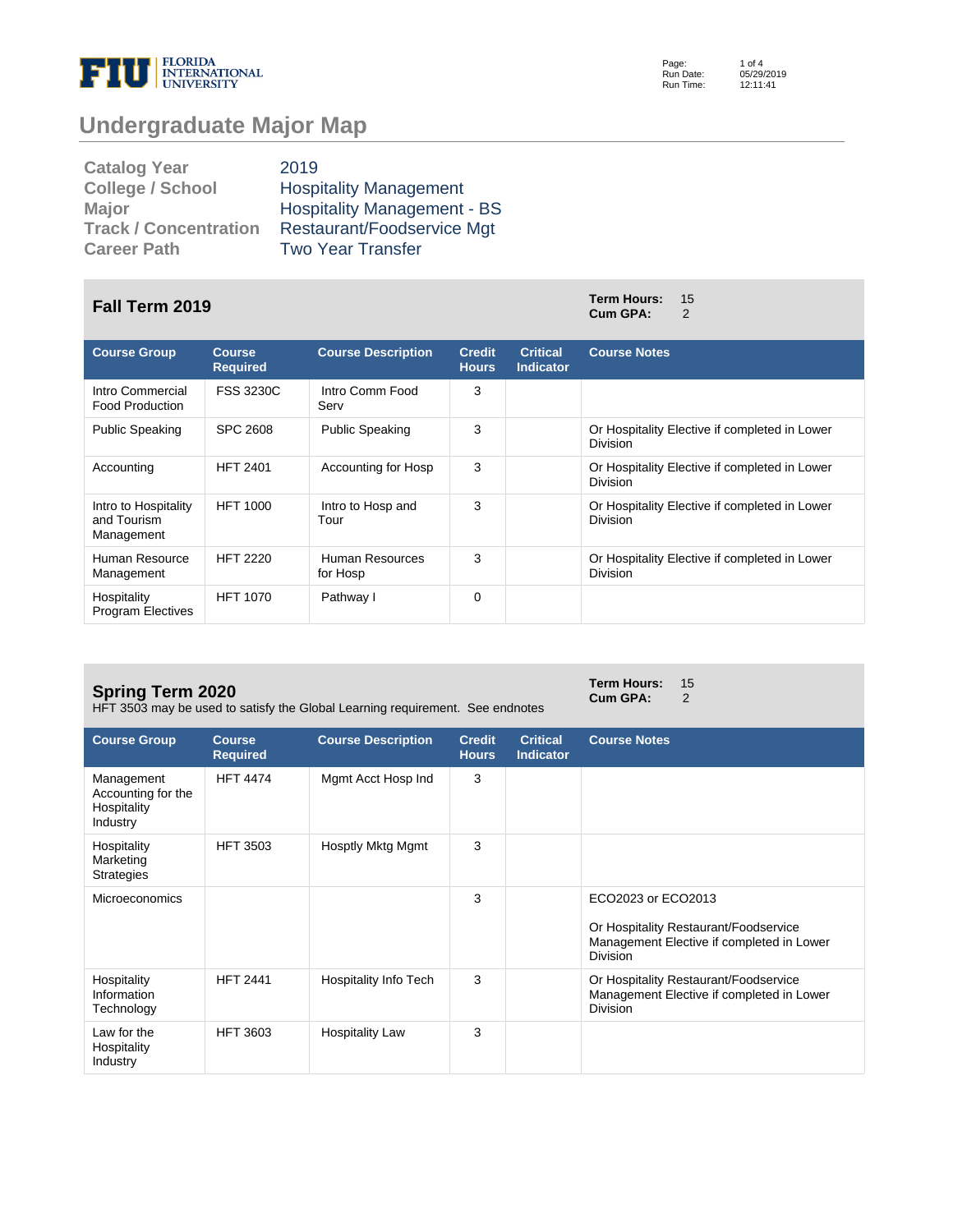# Undergraduate Major Map

| | |
|---|---|
| **Catalog Year** | 2019 |
| **College / School** | Hospitality Management |
| **Major** | Hospitality Management - BS |
| **Track / Concentration** | Restaurant/Foodservice Mgt |
| **Career Path** | Two Year Transfer |

## Fall Term 2019

**Term Hours:** 15
**Cum GPA:** 2

| Course Group | Course Required | Course Description | Credit Hours | Critical Indicator | Course Notes |
|---|---|---|---|---|---|
| Intro Commercial Food Production | FSS 3230C | Intro Comm Food Serv | 3 | | |
| Public Speaking | SPC 2608 | Public Speaking | 3 | | Or Hospitality Elective if completed in Lower Division |
| Accounting | HFT 2401 | Accounting for Hosp | 3 | | Or Hospitality Elective if completed in Lower Division |
| Intro to Hospitality and Tourism Management | HFT 1000 | Intro to Hosp and Tour | 3 | | Or Hospitality Elective if completed in Lower Division |
| Human Resource Management | HFT 2220 | Human Resources for Hosp | 3 | | Or Hospitality Elective if completed in Lower Division |
| Hospitality Program Electives | HFT 1070 | Pathway I | 0 | | |

## Spring Term 2020

HFT 3503 may be used to satisfy the Global Learning requirement. See endnotes

**Term Hours:** 15
**Cum GPA:** 2

| Course Group | Course Required | Course Description | Credit Hours | Critical Indicator | Course Notes |
|---|---|---|---|---|---|
| Management Accounting for the Hospitality Industry | HFT 4474 | Mgmt Acct Hosp Ind | 3 | | |
| Hospitality Marketing Strategies | HFT 3503 | Hosptly Mktg Mgmt | 3 | | |
| Microeconomics | | | 3 | | ECO2023 or ECO2013<br><br>Or Hospitality Restaurant/Foodservice Management Elective if completed in Lower Division |
| Hospitality Information Technology | HFT 2441 | Hospitality Info Tech | 3 | | Or Hospitality Restaurant/Foodservice Management Elective if completed in Lower Division |
| Law for the Hospitality Industry | HFT 3603 | Hospitality Law | 3 | | |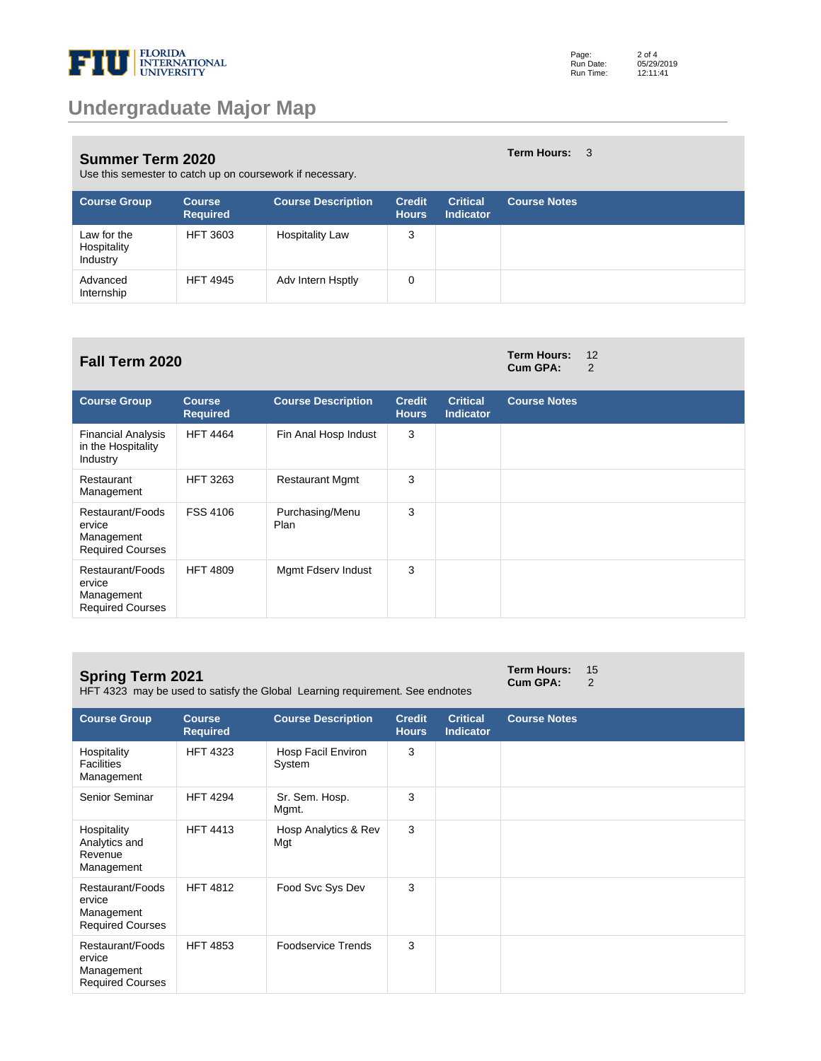# Undergraduate Major Map

## Summer Term 2020

**Term Hours:** 3

Use this semester to catch up on coursework if necessary.

| Course Group | Course Required | Course Description | Credit Hours | Critical Indicator | Course Notes |
|---|---|---|---|---|---|
| Law for the Hospitality Industry | HFT 3603 | Hospitality Law | 3 | | |
| Advanced Internship | HFT 4945 | Adv Intern Hsptly | 0 | | |

## Fall Term 2020

**Term Hours:** 12
**Cum GPA:** 2

| Course Group | Course Required | Course Description | Credit Hours | Critical Indicator | Course Notes |
|---|---|---|---|---|---|
| Financial Analysis in the Hospitality Industry | HFT 4464 | Fin Anal Hosp Indust | 3 | | |
| Restaurant Management | HFT 3263 | Restaurant Mgmt | 3 | | |
| Restaurant/Foodservice Management Required Courses | FSS 4106 | Purchasing/Menu Plan | 3 | | |
| Restaurant/Foodservice Management Required Courses | HFT 4809 | Mgmt Fdserv Indust | 3 | | |

## Spring Term 2021

**Term Hours:** 15
**Cum GPA:** 2

HFT 4323 may be used to satisfy the Global Learning requirement. See endnotes

| Course Group | Course Required | Course Description | Credit Hours | Critical Indicator | Course Notes |
|---|---|---|---|---|---|
| Hospitality Facilities Management | HFT 4323 | Hosp Facil Environ System | 3 | | |
| Senior Seminar | HFT 4294 | Sr. Sem. Hosp. Mgmt. | 3 | | |
| Hospitality Analytics and Revenue Management | HFT 4413 | Hosp Analytics & Rev Mgt | 3 | | |
| Restaurant/Foodservice Management Required Courses | HFT 4812 | Food Svc Sys Dev | 3 | | |
| Restaurant/Foodservice Management Required Courses | HFT 4853 | Foodservice Trends | 3 | | |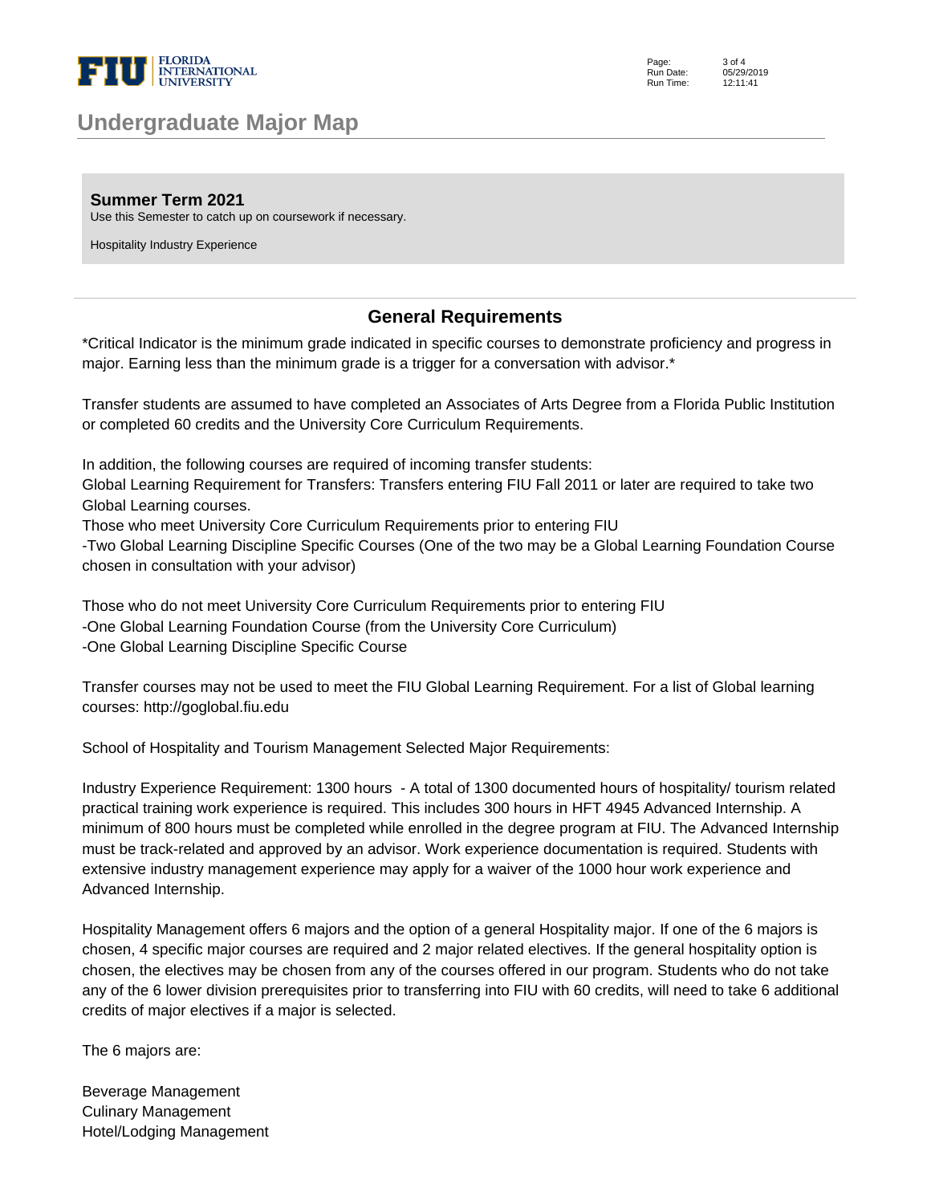# Undergraduate Major Map

### Summer Term 2021

Use this Semester to catch up on coursework if necessary.

Hospitality Industry Experience

## General Requirements

*Critical Indicator is the minimum grade indicated in specific courses to demonstrate proficiency and progress in major. Earning less than the minimum grade is a trigger for a conversation with advisor.*

Transfer students are assumed to have completed an Associates of Arts Degree from a Florida Public Institution or completed 60 credits and the University Core Curriculum Requirements.

In addition, the following courses are required of incoming transfer students:
Global Learning Requirement for Transfers: Transfers entering FIU Fall 2011 or later are required to take two Global Learning courses.
Those who meet University Core Curriculum Requirements prior to entering FIU
-Two Global Learning Discipline Specific Courses (One of the two may be a Global Learning Foundation Course chosen in consultation with your advisor)

Those who do not meet University Core Curriculum Requirements prior to entering FIU
-One Global Learning Foundation Course (from the University Core Curriculum)
-One Global Learning Discipline Specific Course

Transfer courses may not be used to meet the FIU Global Learning Requirement. For a list of Global learning courses: http://goglobal.fiu.edu

School of Hospitality and Tourism Management Selected Major Requirements:

Industry Experience Requirement: 1300 hours - A total of 1300 documented hours of hospitality/ tourism related practical training work experience is required. This includes 300 hours in HFT 4945 Advanced Internship. A minimum of 800 hours must be completed while enrolled in the degree program at FIU. The Advanced Internship must be track-related and approved by an advisor. Work experience documentation is required. Students with extensive industry management experience may apply for a waiver of the 1000 hour work experience and Advanced Internship.

Hospitality Management offers 6 majors and the option of a general Hospitality major. If one of the 6 majors is chosen, 4 specific major courses are required and 2 major related electives. If the general hospitality option is chosen, the electives may be chosen from any of the courses offered in our program. Students who do not take any of the 6 lower division prerequisites prior to transferring into FIU with 60 credits, will need to take 6 additional credits of major electives if a major is selected.

The 6 majors are:

Beverage Management
Culinary Management
Hotel/Lodging Management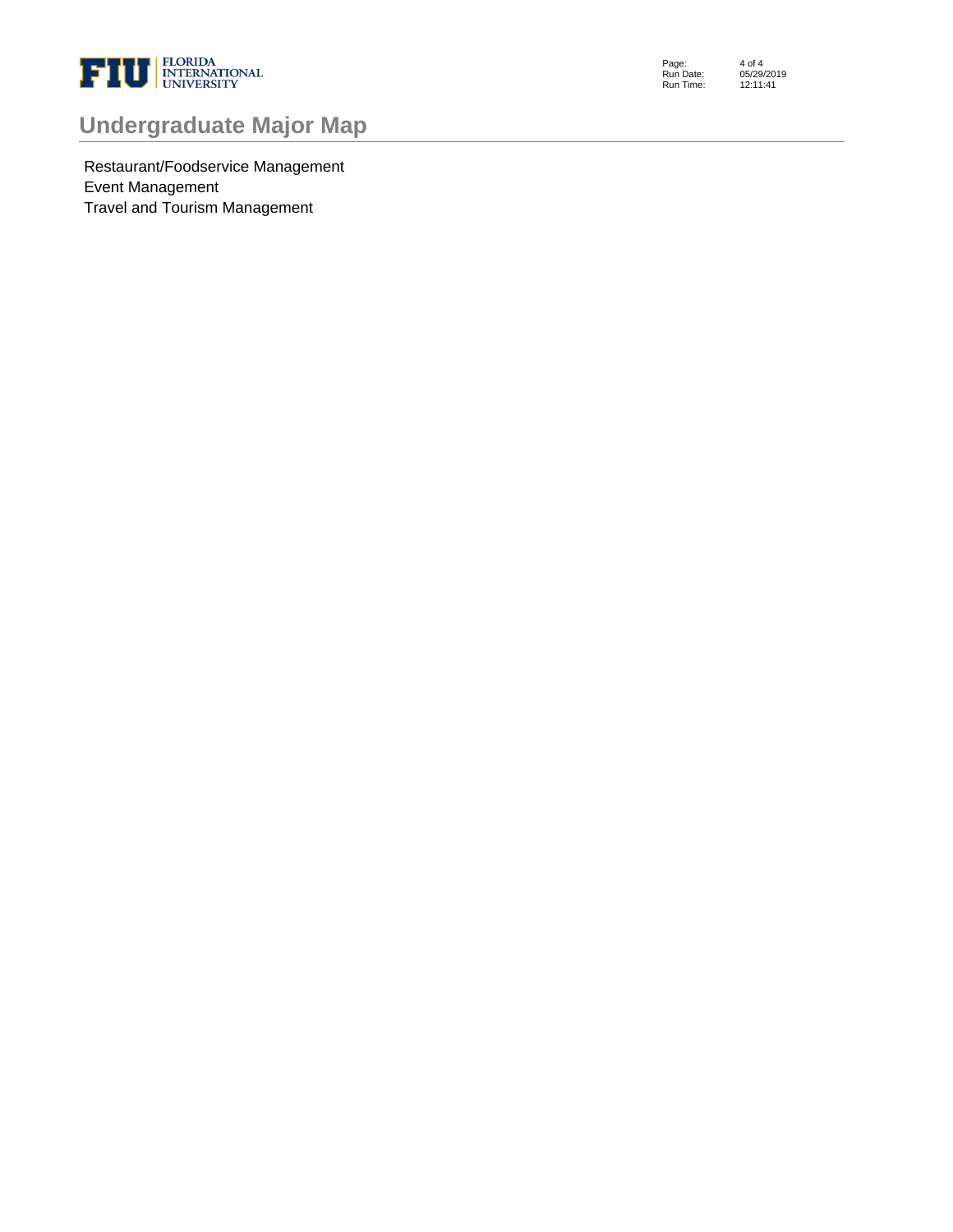# Undergraduate Major Map

Restaurant/Foodservice Management
Event Management
Travel and Tourism Management